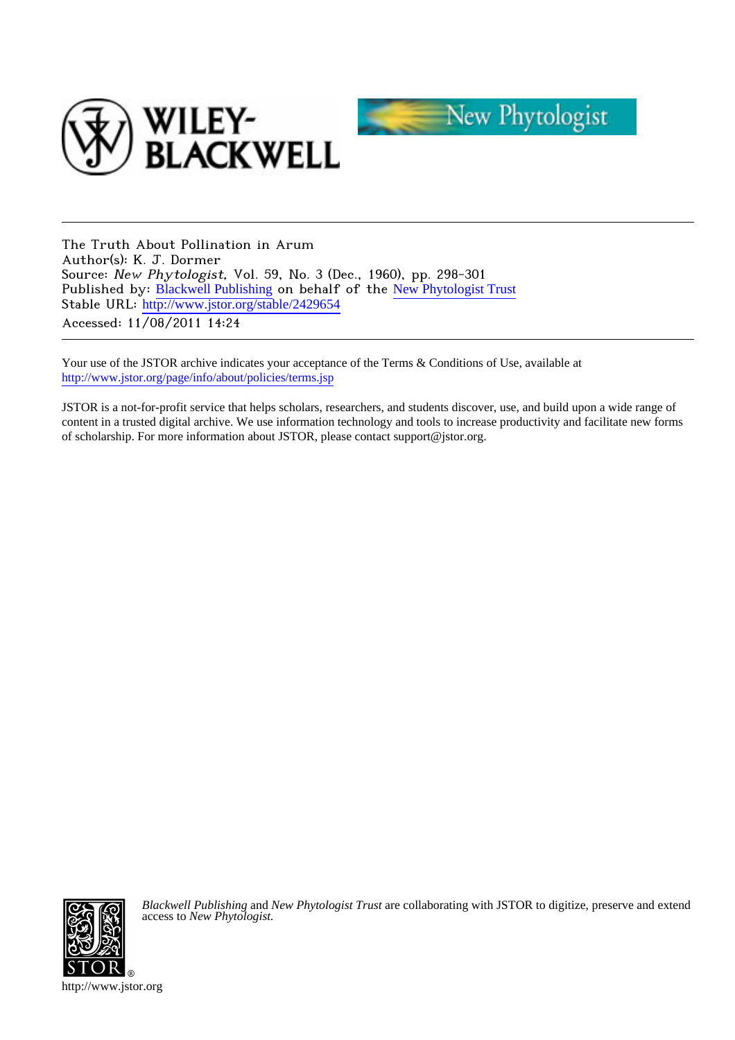The Truth About Pollination in Arum
Author(s): K. J. Dormer
Source: *New Phytologist*, Vol. 59, No. 3 (Dec., 1960), pp. 298-301
Published by: Blackwell Publishing on behalf of the New Phytologist Trust
Stable URL: http://www.jstor.org/stable/2429654
Accessed: 11/08/2011 14:24

Your use of the JSTOR archive indicates your acceptance of the Terms & Conditions of Use, available at http://www.jstor.org/page/info/about/policies/terms.jsp

JSTOR is a not-for-profit service that helps scholars, researchers, and students discover, use, and build upon a wide range of content in a trusted digital archive. We use information technology and tools to increase productivity and facilitate new forms of scholarship. For more information about JSTOR, please contact support@jstor.org.

*Blackwell Publishing* and *New Phytologist Trust* are collaborating with JSTOR to digitize, preserve and extend access to *New Phytologist.*

http://www.jstor.org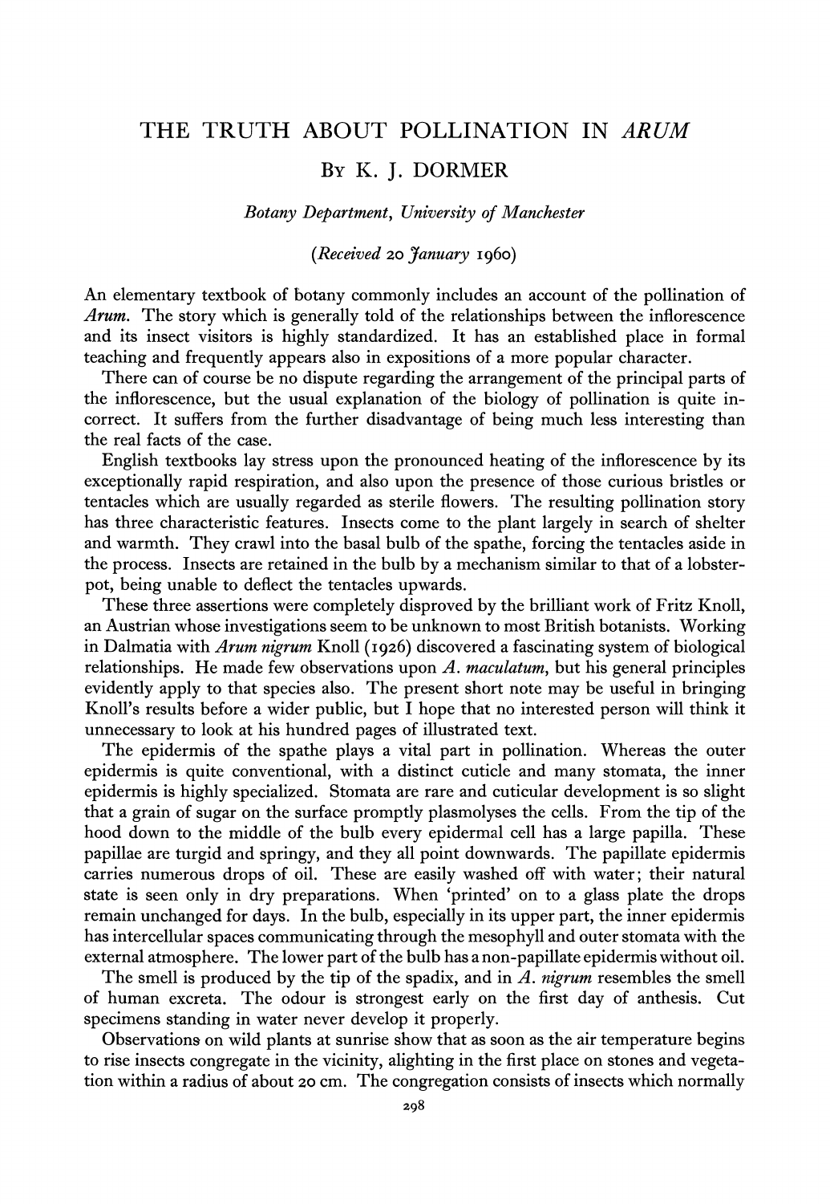# THE TRUTH ABOUT POLLINATION IN *ARUM*

By K. J. DORMER

*Botany Department, University of Manchester*

(*Received* 20 *January* 1960)

An elementary textbook of botany commonly includes an account of the pollination of *Arum*. The story which is generally told of the relationships between the inflorescence and its insect visitors is highly standardized. It has an established place in formal teaching and frequently appears also in expositions of a more popular character.

There can of course be no dispute regarding the arrangement of the principal parts of the inflorescence, but the usual explanation of the biology of pollination is quite incorrect. It suffers from the further disadvantage of being much less interesting than the real facts of the case.

English textbooks lay stress upon the pronounced heating of the inflorescence by its exceptionally rapid respiration, and also upon the presence of those curious bristles or tentacles which are usually regarded as sterile flowers. The resulting pollination story has three characteristic features. Insects come to the plant largely in search of shelter and warmth. They crawl into the basal bulb of the spathe, forcing the tentacles aside in the process. Insects are retained in the bulb by a mechanism similar to that of a lobster-pot, being unable to deflect the tentacles upwards.

These three assertions were completely disproved by the brilliant work of Fritz Knoll, an Austrian whose investigations seem to be unknown to most British botanists. Working in Dalmatia with *Arum nigrum* Knoll (1926) discovered a fascinating system of biological relationships. He made few observations upon *A. maculatum*, but his general principles evidently apply to that species also. The present short note may be useful in bringing Knoll's results before a wider public, but I hope that no interested person will think it unnecessary to look at his hundred pages of illustrated text.

The epidermis of the spathe plays a vital part in pollination. Whereas the outer epidermis is quite conventional, with a distinct cuticle and many stomata, the inner epidermis is highly specialized. Stomata are rare and cuticular development is so slight that a grain of sugar on the surface promptly plasmolyses the cells. From the tip of the hood down to the middle of the bulb every epidermal cell has a large papilla. These papillae are turgid and springy, and they all point downwards. The papillate epidermis carries numerous drops of oil. These are easily washed off with water; their natural state is seen only in dry preparations. When 'printed' on to a glass plate the drops remain unchanged for days. In the bulb, especially in its upper part, the inner epidermis has intercellular spaces communicating through the mesophyll and outer stomata with the external atmosphere. The lower part of the bulb has a non-papillate epidermis without oil.

The smell is produced by the tip of the spadix, and in *A. nigrum* resembles the smell of human excreta. The odour is strongest early on the first day of anthesis. Cut specimens standing in water never develop it properly.

Observations on wild plants at sunrise show that as soon as the air temperature begins to rise insects congregate in the vicinity, alighting in the first place on stones and vegetation within a radius of about 20 cm. The congregation consists of insects which normally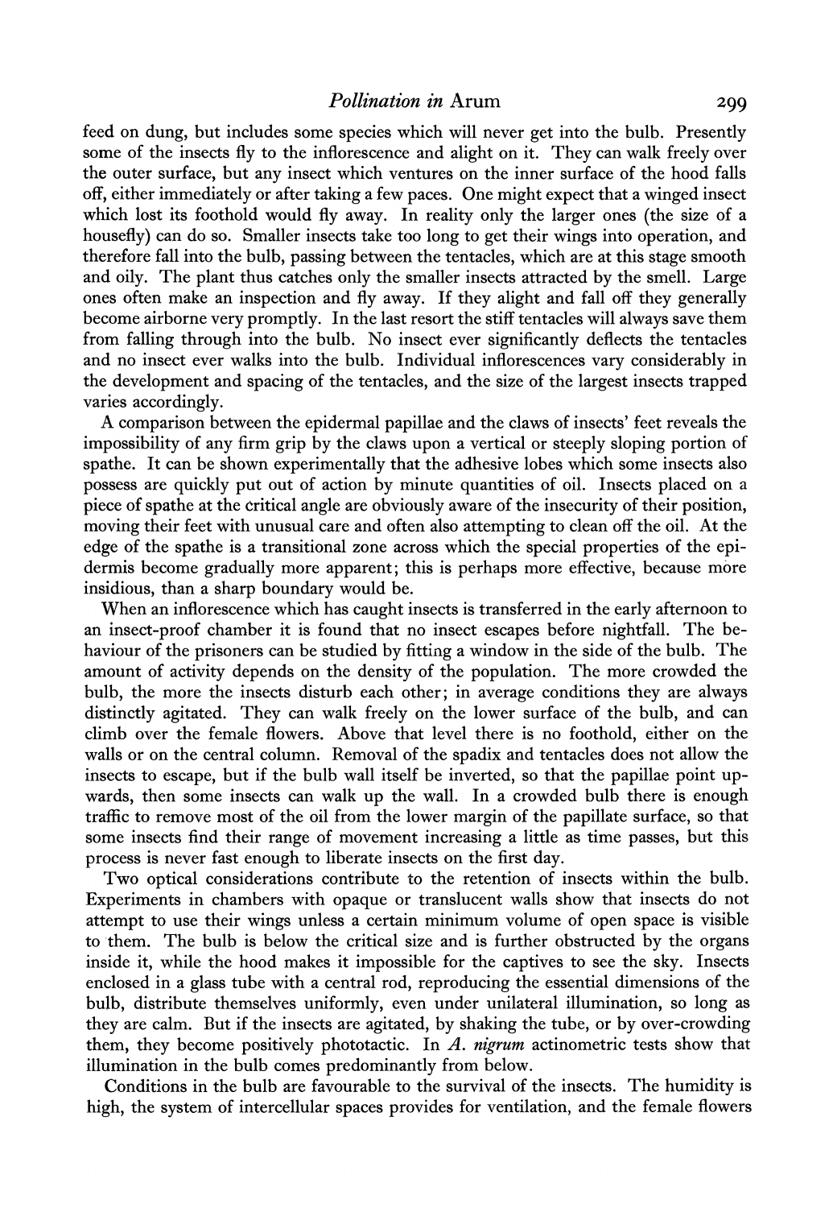feed on dung, but includes some species which will never get into the bulb. Presently some of the insects fly to the inflorescence and alight on it. They can walk freely over the outer surface, but any insect which ventures on the inner surface of the hood falls off, either immediately or after taking a few paces. One might expect that a winged insect which lost its foothold would fly away. In reality only the larger ones (the size of a housefly) can do so. Smaller insects take too long to get their wings into operation, and therefore fall into the bulb, passing between the tentacles, which are at this stage smooth and oily. The plant thus catches only the smaller insects attracted by the smell. Large ones often make an inspection and fly away. If they alight and fall off they generally become airborne very promptly. In the last resort the stiff tentacles will always save them from falling through into the bulb. No insect ever significantly deflects the tentacles and no insect ever walks into the bulb. Individual inflorescences vary considerably in the development and spacing of the tentacles, and the size of the largest insects trapped varies accordingly.

A comparison between the epidermal papillae and the claws of insects' feet reveals the impossibility of any firm grip by the claws upon a vertical or steeply sloping portion of spathe. It can be shown experimentally that the adhesive lobes which some insects also possess are quickly put out of action by minute quantities of oil. Insects placed on a piece of spathe at the critical angle are obviously aware of the insecurity of their position, moving their feet with unusual care and often also attempting to clean off the oil. At the edge of the spathe is a transitional zone across which the special properties of the epidermis become gradually more apparent; this is perhaps more effective, because more insidious, than a sharp boundary would be.

When an inflorescence which has caught insects is transferred in the early afternoon to an insect-proof chamber it is found that no insect escapes before nightfall. The behaviour of the prisoners can be studied by fitting a window in the side of the bulb. The amount of activity depends on the density of the population. The more crowded the bulb, the more the insects disturb each other; in average conditions they are always distinctly agitated. They can walk freely on the lower surface of the bulb, and can climb over the female flowers. Above that level there is no foothold, either on the walls or on the central column. Removal of the spadix and tentacles does not allow the insects to escape, but if the bulb wall itself be inverted, so that the papillae point upwards, then some insects can walk up the wall. In a crowded bulb there is enough traffic to remove most of the oil from the lower margin of the papillate surface, so that some insects find their range of movement increasing a little as time passes, but this process is never fast enough to liberate insects on the first day.

Two optical considerations contribute to the retention of insects within the bulb. Experiments in chambers with opaque or translucent walls show that insects do not attempt to use their wings unless a certain minimum volume of open space is visible to them. The bulb is below the critical size and is further obstructed by the organs inside it, while the hood makes it impossible for the captives to see the sky. Insects enclosed in a glass tube with a central rod, reproducing the essential dimensions of the bulb, distribute themselves uniformly, even under unilateral illumination, so long as they are calm. But if the insects are agitated, by shaking the tube, or by over-crowding them, they become positively phototactic. In *A. nigrum* actinometric tests show that illumination in the bulb comes predominantly from below.

Conditions in the bulb are favourable to the survival of the insects. The humidity is high, the system of intercellular spaces provides for ventilation, and the female flowers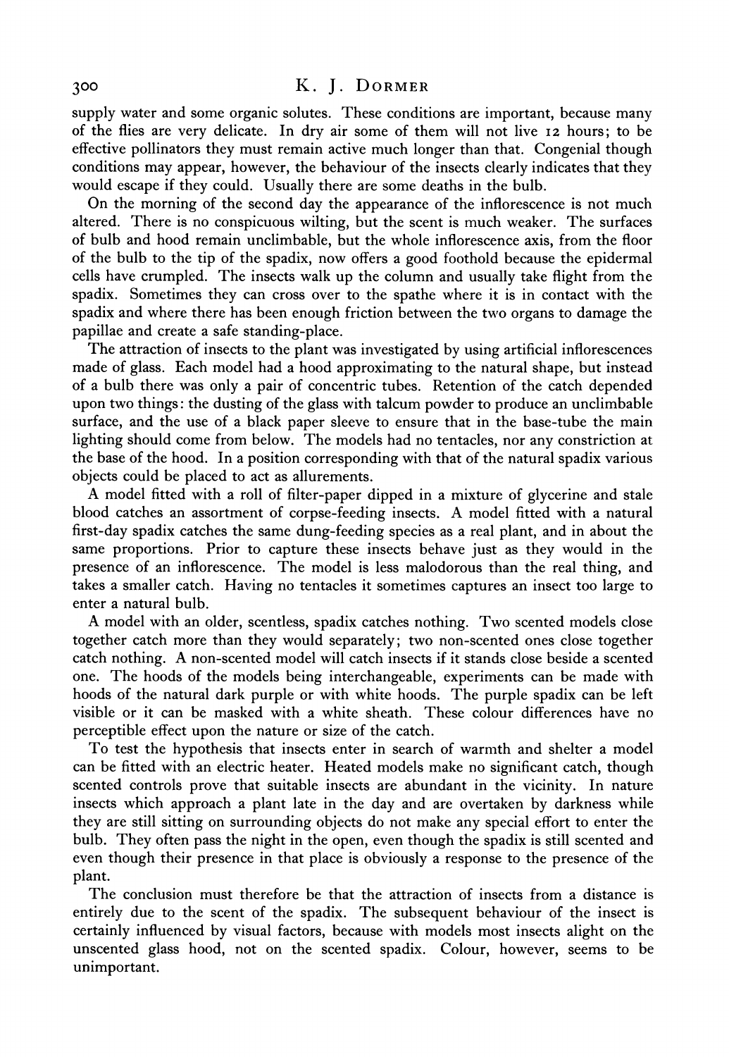supply water and some organic solutes. These conditions are important, because many of the flies are very delicate. In dry air some of them will not live 12 hours; to be effective pollinators they must remain active much longer than that. Congenial though conditions may appear, however, the behaviour of the insects clearly indicates that they would escape if they could. Usually there are some deaths in the bulb.

On the morning of the second day the appearance of the inflorescence is not much altered. There is no conspicuous wilting, but the scent is much weaker. The surfaces of bulb and hood remain unclimbable, but the whole inflorescence axis, from the floor of the bulb to the tip of the spadix, now offers a good foothold because the epidermal cells have crumpled. The insects walk up the column and usually take flight from the spadix. Sometimes they can cross over to the spathe where it is in contact with the spadix and where there has been enough friction between the two organs to damage the papillae and create a safe standing-place.

The attraction of insects to the plant was investigated by using artificial inflorescences made of glass. Each model had a hood approximating to the natural shape, but instead of a bulb there was only a pair of concentric tubes. Retention of the catch depended upon two things: the dusting of the glass with talcum powder to produce an unclimbable surface, and the use of a black paper sleeve to ensure that in the base-tube the main lighting should come from below. The models had no tentacles, nor any constriction at the base of the hood. In a position corresponding with that of the natural spadix various objects could be placed to act as allurements.

A model fitted with a roll of filter-paper dipped in a mixture of glycerine and stale blood catches an assortment of corpse-feeding insects. A model fitted with a natural first-day spadix catches the same dung-feeding species as a real plant, and in about the same proportions. Prior to capture these insects behave just as they would in the presence of an inflorescence. The model is less malodorous than the real thing, and takes a smaller catch. Having no tentacles it sometimes captures an insect too large to enter a natural bulb.

A model with an older, scentless, spadix catches nothing. Two scented models close together catch more than they would separately; two non-scented ones close together catch nothing. A non-scented model will catch insects if it stands close beside a scented one. The hoods of the models being interchangeable, experiments can be made with hoods of the natural dark purple or with white hoods. The purple spadix can be left visible or it can be masked with a white sheath. These colour differences have no perceptible effect upon the nature or size of the catch.

To test the hypothesis that insects enter in search of warmth and shelter a model can be fitted with an electric heater. Heated models make no significant catch, though scented controls prove that suitable insects are abundant in the vicinity. In nature insects which approach a plant late in the day and are overtaken by darkness while they are still sitting on surrounding objects do not make any special effort to enter the bulb. They often pass the night in the open, even though the spadix is still scented and even though their presence in that place is obviously a response to the presence of the plant.

The conclusion must therefore be that the attraction of insects from a distance is entirely due to the scent of the spadix. The subsequent behaviour of the insect is certainly influenced by visual factors, because with models most insects alight on the unscented glass hood, not on the scented spadix. Colour, however, seems to be unimportant.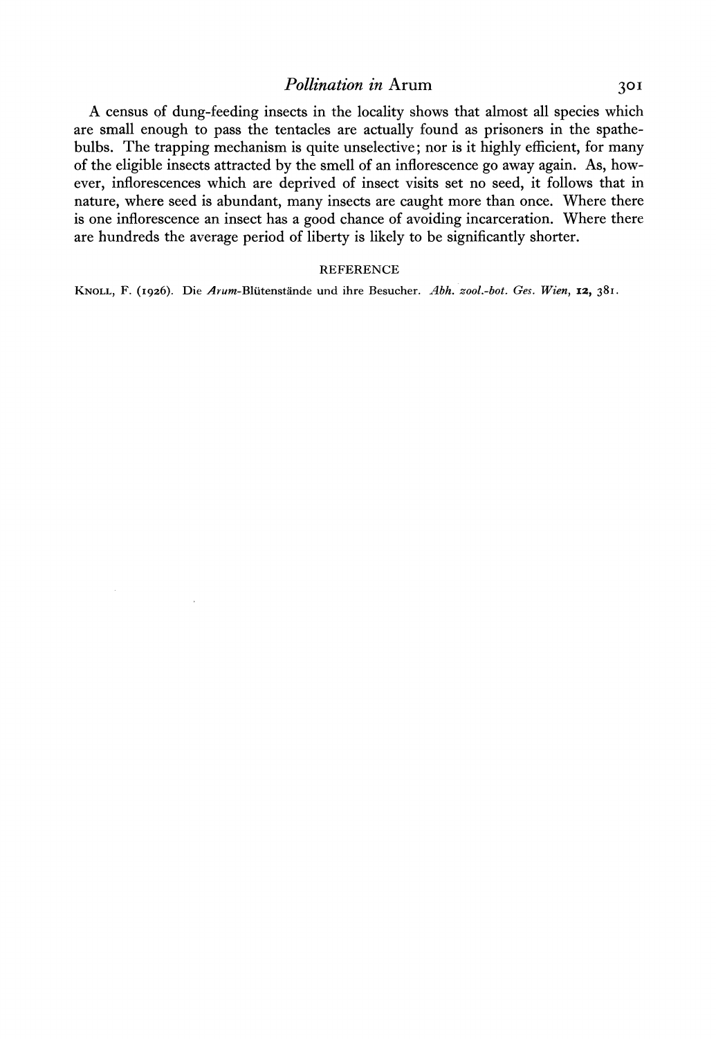A census of dung-feeding insects in the locality shows that almost all species which are small enough to pass the tentacles are actually found as prisoners in the spathe-bulbs. The trapping mechanism is quite unselective; nor is it highly efficient, for many of the eligible insects attracted by the smell of an inflorescence go away again. As, however, inflorescences which are deprived of insect visits set no seed, it follows that in nature, where seed is abundant, many insects are caught more than once. Where there is one inflorescence an insect has a good chance of avoiding incarceration. Where there are hundreds the average period of liberty is likely to be significantly shorter.

## REFERENCE

Knoll, F. (1926). Die *Arum*-Blütenstände und ihre Besucher. *Abh. zool.-bot. Ges. Wien*, **12**, 381.